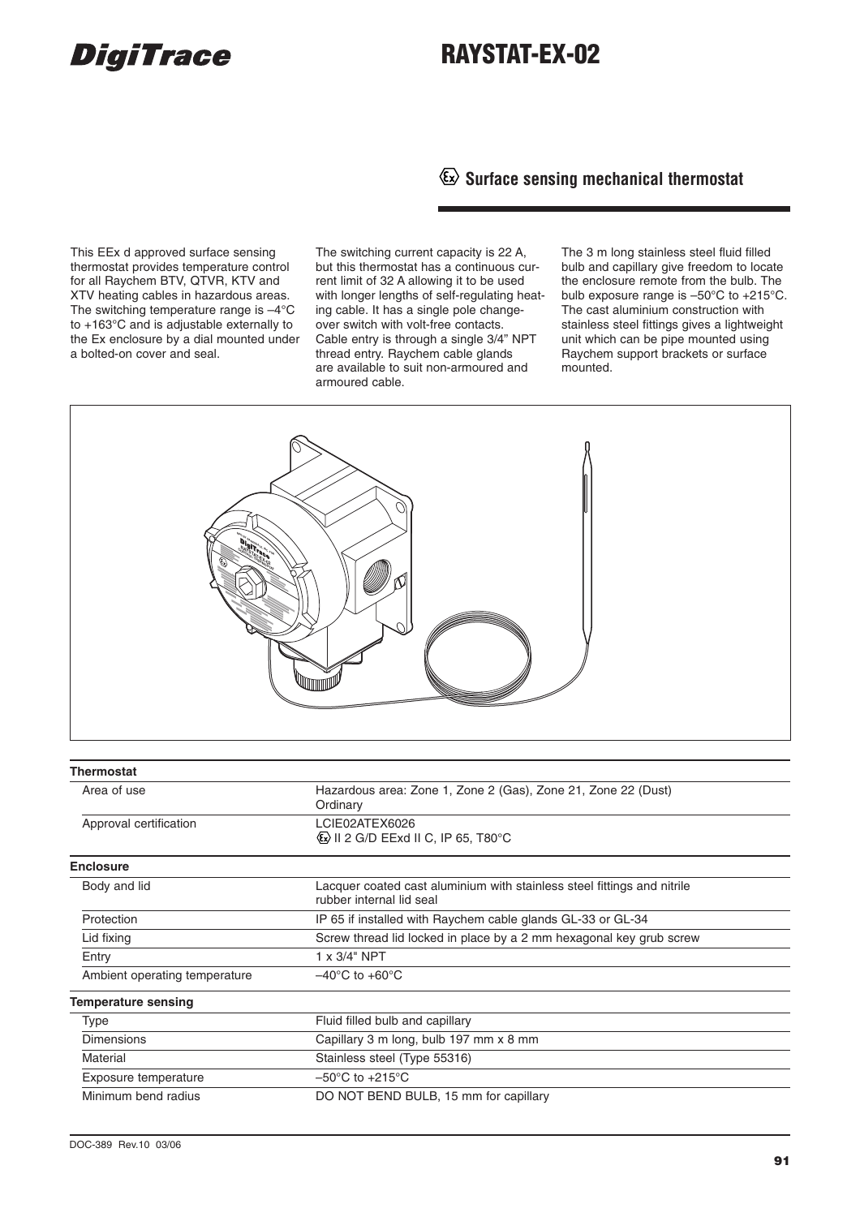# RAYSTAT-EX-02

DigiTrace

## Ex Surface sensing mechanical thermostat

This EEx d approved surface sensing thermostat provides temperature control for all Raychem BTV, QTVR, KTV and XTV heating cables in hazardous areas. The switching temperature range is –4°C to +163°C and is adjustable externally to the Ex enclosure by a dial mounted under a bolted-on cover and seal.

The switching current capacity is 22 A, but this thermostat has a continuous current limit of 32 A allowing it to be used with longer lengths of self-regulating heating cable. It has a single pole change-over switch with volt-free contacts. Cable entry is through a single 3/4" NPT thread entry. Raychem cable glands are available to suit non-armoured and armoured cable.

The 3 m long stainless steel fluid filled bulb and capillary give freedom to locate the enclosure remote from the bulb. The bulb exposure range is –50°C to +215°C. The cast aluminium construction with stainless steel fittings gives a lightweight unit which can be pipe mounted using Raychem support brackets or surface mounted.

| **Thermostat** | |
|---|---|
| Area of use | Hazardous area: Zone 1, Zone 2 (Gas), Zone 21, Zone 22 (Dust)<br>Ordinary |
| Approval certification | LCIE02ATEX6026<br>Ex II 2 G/D EExd II C, IP 65, T80°C |
| **Enclosure** | |
| Body and lid | Lacquer coated cast aluminium with stainless steel fittings and nitrile rubber internal lid seal |
| Protection | IP 65 if installed with Raychem cable glands GL-33 or GL-34 |
| Lid fixing | Screw thread lid locked in place by a 2 mm hexagonal key grub screw |
| Entry | 1 x 3/4" NPT |
| Ambient operating temperature | –40°C to +60°C |
| **Temperature sensing** | |
| Type | Fluid filled bulb and capillary |
| Dimensions | Capillary 3 m long, bulb 197 mm x 8 mm |
| Material | Stainless steel (Type 55316) |
| Exposure temperature | –50°C to +215°C |
| Minimum bend radius | DO NOT BEND BULB, 15 mm for capillary |

DOC-389 Rev.10 03/06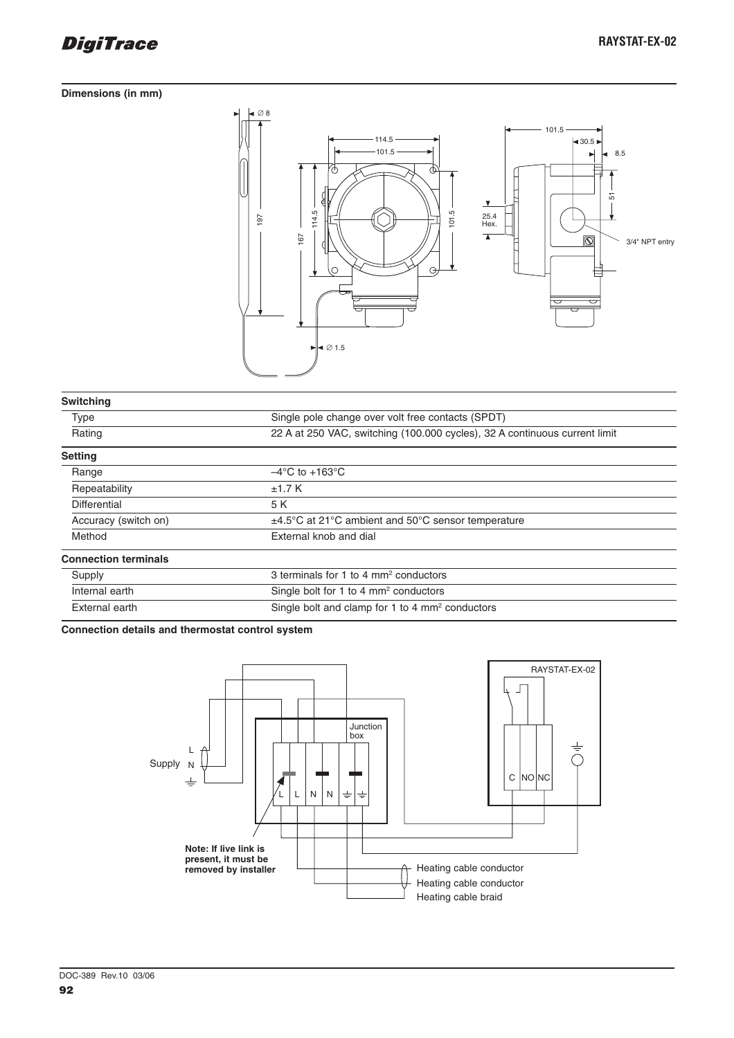### Dimensions (in mm)

| Switching | |
|---|---|
| Type | Single pole change over volt free contacts (SPDT) |
| Rating | 22 A at 250 VAC, switching (100.000 cycles), 32 A continuous current limit |
| **Setting** | |
| Range | –4°C to +163°C |
| Repeatability | ±1.7 K |
| Differential | 5 K |
| Accuracy (switch on) | ±4.5°C at 21°C ambient and 50°C sensor temperature |
| Method | External knob and dial |
| **Connection terminals** | |
| Supply | 3 terminals for 1 to 4 mm² conductors |
| Internal earth | Single bolt for 1 to 4 mm² conductors |
| External earth | Single bolt and clamp for 1 to 4 mm² conductors |

### Connection details and thermostat control system

**Note: If live link is present, it must be removed by installer**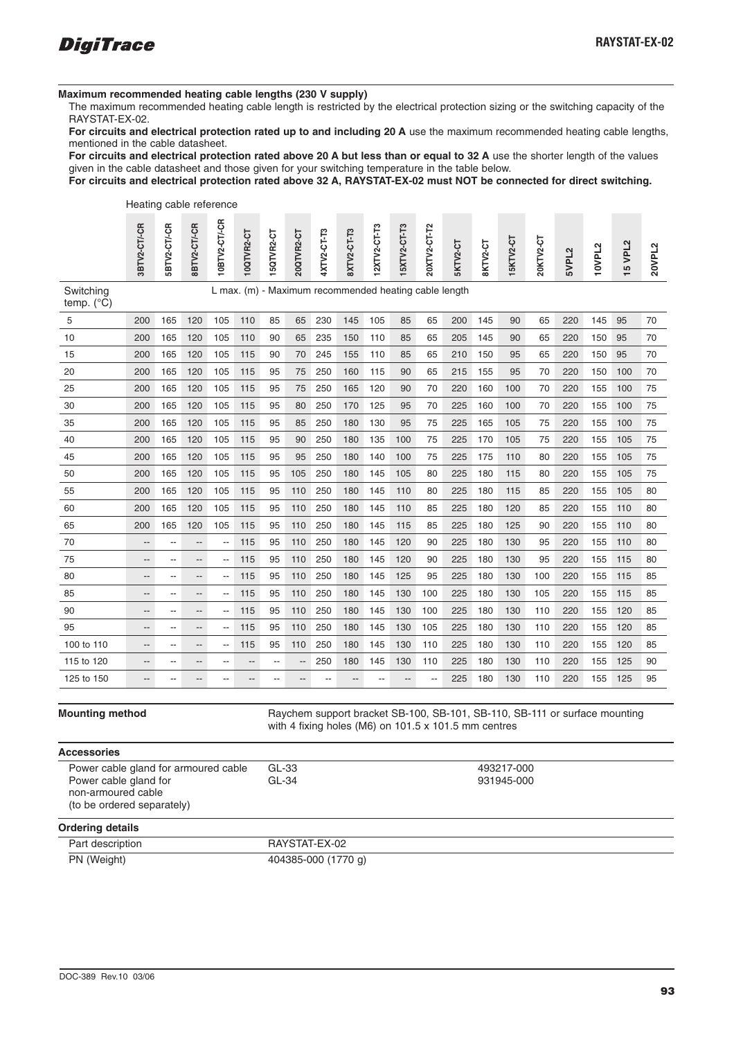**Maximum recommended heating cable lengths (230 V supply)**

The maximum recommended heating cable length is restricted by the electrical protection sizing or the switching capacity of the RAYSTAT-EX-02.

**For circuits and electrical protection rated up to and including 20 A** use the maximum recommended heating cable lengths, mentioned in the cable datasheet.

**For circuits and electrical protection rated above 20 A but less than or equal to 32 A** use the shorter length of the values given in the cable datasheet and those given for your switching temperature in the table below.

**For circuits and electrical protection rated above 32 A, RAYSTAT-EX-02 must NOT be connected for direct switching.**

Heating cable reference

| Switching temp. (°C) | 3BTV2-CT/-CR | 5BTV2-CT/-CR | 8BTV2-CT/-CR | 10BTV2-CT/-CR | 10QTVR2-CT | 15QTVR2-CT | 20QTVR2-CT | 4XTV2-CT-T3 | 8XTV2-CT-T3 | 12XTV2-CT-T3 | 15XTV2-CT-T3 | 20XTV2-CT-T2 | 5KTV2-CT | 8KTV2-CT | 15KTV2-CT | 20KTV2-CT | 5VPL2 | 10VPL2 | 15 VPL2 | 20VPL2 |
|---|---|---|---|---|---|---|---|---|---|---|---|---|---|---|---|---|---|---|---|---|
| | L max. (m) - Maximum recommended heating cable length | | | | | | | | | | | | | | | | | | | |
| 5 | 200 | 165 | 120 | 105 | 110 | 85 | 65 | 230 | 145 | 105 | 85 | 65 | 200 | 145 | 90 | 65 | 220 | 145 | 95 | 70 |
| 10 | 200 | 165 | 120 | 105 | 110 | 90 | 65 | 235 | 150 | 110 | 85 | 65 | 205 | 145 | 90 | 65 | 220 | 150 | 95 | 70 |
| 15 | 200 | 165 | 120 | 105 | 115 | 90 | 70 | 245 | 155 | 110 | 85 | 65 | 210 | 150 | 95 | 65 | 220 | 150 | 95 | 70 |
| 20 | 200 | 165 | 120 | 105 | 115 | 95 | 75 | 250 | 160 | 115 | 90 | 65 | 215 | 155 | 95 | 70 | 220 | 150 | 100 | 70 |
| 25 | 200 | 165 | 120 | 105 | 115 | 95 | 75 | 250 | 165 | 120 | 90 | 70 | 220 | 160 | 100 | 70 | 220 | 155 | 100 | 75 |
| 30 | 200 | 165 | 120 | 105 | 115 | 95 | 80 | 250 | 170 | 125 | 95 | 70 | 225 | 160 | 100 | 70 | 220 | 155 | 100 | 75 |
| 35 | 200 | 165 | 120 | 105 | 115 | 95 | 85 | 250 | 180 | 130 | 95 | 75 | 225 | 165 | 105 | 75 | 220 | 155 | 100 | 75 |
| 40 | 200 | 165 | 120 | 105 | 115 | 95 | 90 | 250 | 180 | 135 | 100 | 75 | 225 | 170 | 105 | 75 | 220 | 155 | 105 | 75 |
| 45 | 200 | 165 | 120 | 105 | 115 | 95 | 95 | 250 | 180 | 140 | 100 | 75 | 225 | 175 | 110 | 80 | 220 | 155 | 105 | 75 |
| 50 | 200 | 165 | 120 | 105 | 115 | 95 | 105 | 250 | 180 | 145 | 105 | 80 | 225 | 180 | 115 | 80 | 220 | 155 | 105 | 75 |
| 55 | 200 | 165 | 120 | 105 | 115 | 95 | 110 | 250 | 180 | 145 | 110 | 80 | 225 | 180 | 115 | 85 | 220 | 155 | 105 | 80 |
| 60 | 200 | 165 | 120 | 105 | 115 | 95 | 110 | 250 | 180 | 145 | 110 | 85 | 225 | 180 | 120 | 85 | 220 | 155 | 110 | 80 |
| 65 | 200 | 165 | 120 | 105 | 115 | 95 | 110 | 250 | 180 | 145 | 115 | 85 | 225 | 180 | 125 | 90 | 220 | 155 | 110 | 80 |
| 70 | -- | -- | -- | -- | 115 | 95 | 110 | 250 | 180 | 145 | 120 | 90 | 225 | 180 | 130 | 95 | 220 | 155 | 110 | 80 |
| 75 | -- | -- | -- | -- | 115 | 95 | 110 | 250 | 180 | 145 | 120 | 90 | 225 | 180 | 130 | 95 | 220 | 155 | 115 | 80 |
| 80 | -- | -- | -- | -- | 115 | 95 | 110 | 250 | 180 | 145 | 125 | 95 | 225 | 180 | 130 | 100 | 220 | 155 | 115 | 85 |
| 85 | -- | -- | -- | -- | 115 | 95 | 110 | 250 | 180 | 145 | 130 | 100 | 225 | 180 | 130 | 105 | 220 | 155 | 115 | 85 |
| 90 | -- | -- | -- | -- | 115 | 95 | 110 | 250 | 180 | 145 | 130 | 100 | 225 | 180 | 130 | 110 | 220 | 155 | 120 | 85 |
| 95 | -- | -- | -- | -- | 115 | 95 | 110 | 250 | 180 | 145 | 130 | 105 | 225 | 180 | 130 | 110 | 220 | 155 | 120 | 85 |
| 100 to 110 | -- | -- | -- | -- | 115 | 95 | 110 | 250 | 180 | 145 | 130 | 110 | 225 | 180 | 130 | 110 | 220 | 155 | 120 | 85 |
| 115 to 120 | -- | -- | -- | -- | -- | -- | -- | 250 | 180 | 145 | 130 | 110 | 225 | 180 | 130 | 110 | 220 | 155 | 125 | 90 |
| 125 to 150 | -- | -- | -- | -- | -- | -- | -- | -- | -- | -- | -- | -- | 225 | 180 | 130 | 110 | 220 | 155 | 125 | 95 |

**Mounting method** — Raychem support bracket SB-100, SB-101, SB-110, SB-111 or surface mounting with 4 fixing holes (M6) on 101.5 x 101.5 mm centres

**Accessories**

| | | |
|---|---|---|
| Power cable gland for armoured cable | GL-33 | 493217-000 |
| Power cable gland for non-armoured cable (to be ordered separately) | GL-34 | 931945-000 |

**Ordering details**

| | |
|---|---|
| Part description | RAYSTAT-EX-02 |
| PN (Weight) | 404385-000 (1770 g) |

DOC-389 Rev.10 03/06